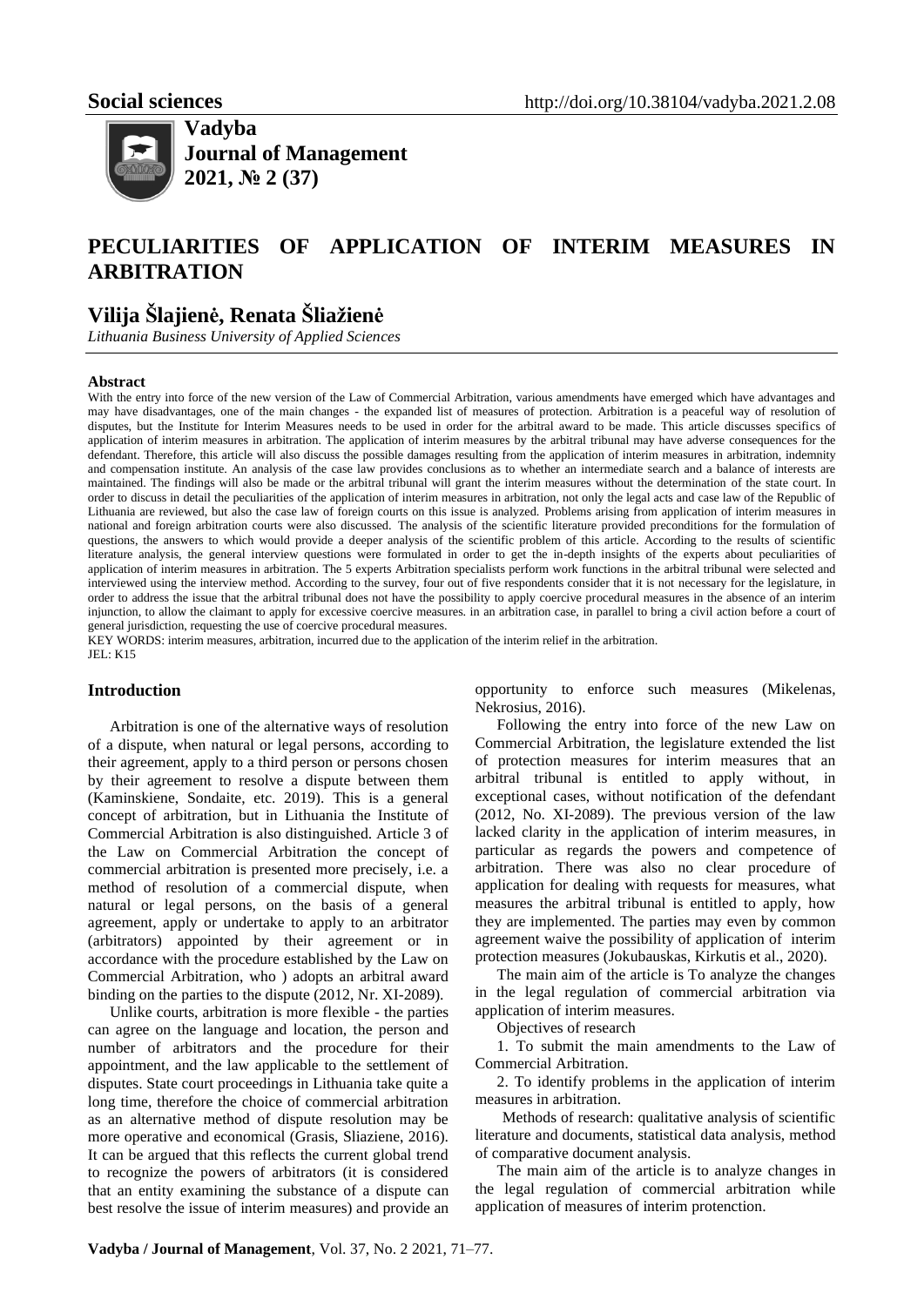Social sciences http://doi.org/10.38104/vadyba.2021.2.08

**Vadyba**
**Journal of Management**
**2021, № 2 (37)**

# PECULIARITIES OF APPLICATION OF INTERIM MEASURES IN ARBITRATION

## Vilija Šlajienė, Renata Šliažienė

*Lithuania Business University of Applied Sciences*

### Abstract

With the entry into force of the new version of the Law of Commercial Arbitration, various amendments have emerged which have advantages and may have disadvantages, one of the main changes - the expanded list of measures of protection. Arbitration is a peaceful way of resolution of disputes, but the Institute for Interim Measures needs to be used in order for the arbitral award to be made. This article discusses specifics of application of interim measures in arbitration. The application of interim measures by the arbitral tribunal may have adverse consequences for the defendant. Therefore, this article will also discuss the possible damages resulting from the application of interim measures in arbitration, indemnity and compensation institute. An analysis of the case law provides conclusions as to whether an intermediate search and a balance of interests are maintained. The findings will also be made or the arbitral tribunal will grant the interim measures without the determination of the state court. In order to discuss in detail the peculiarities of the application of interim measures in arbitration, not only the legal acts and case law of the Republic of Lithuania are reviewed, but also the case law of foreign courts on this issue is analyzed. Problems arising from application of interim measures in national and foreign arbitration courts were also discussed. The analysis of the scientific literature provided preconditions for the formulation of questions, the answers to which would provide a deeper analysis of the scientific problem of this article. According to the results of scientific literature analysis, the general interview questions were formulated in order to get the in-depth insights of the experts about peculiarities of application of interim measures in arbitration. The 5 experts Arbitration specialists perform work functions in the arbitral tribunal were selected and interviewed using the interview method. According to the survey, four out of five respondents consider that it is not necessary for the legislature, in order to address the issue that the arbitral tribunal does not have the possibility to apply coercive procedural measures in the absence of an interim injunction, to allow the claimant to apply for excessive coercive measures. in an arbitration case, in parallel to bring a civil action before a court of general jurisdiction, requesting the use of coercive procedural measures.

KEY WORDS: interim measures, arbitration, incurred due to the application of the interim relief in the arbitration.

JEL: K15

### Introduction

Arbitration is one of the alternative ways of resolution of a dispute, when natural or legal persons, according to their agreement, apply to a third person or persons chosen by their agreement to resolve a dispute between them (Kaminskiene, Sondaite, etc. 2019). This is a general concept of arbitration, but in Lithuania the Institute of Commercial Arbitration is also distinguished. Article 3 of the Law on Commercial Arbitration the concept of commercial arbitration is presented more precisely, i.e. a method of resolution of a commercial dispute, when natural or legal persons, on the basis of a general agreement, apply or undertake to apply to an arbitrator (arbitrators) appointed by their agreement or in accordance with the procedure established by the Law on Commercial Arbitration, who ) adopts an arbitral award binding on the parties to the dispute (2012, Nr. XI-2089).

Unlike courts, arbitration is more flexible - the parties can agree on the language and location, the person and number of arbitrators and the procedure for their appointment, and the law applicable to the settlement of disputes. State court proceedings in Lithuania take quite a long time, therefore the choice of commercial arbitration as an alternative method of dispute resolution may be more operative and economical (Grasis, Sliaziene, 2016). It can be argued that this reflects the current global trend to recognize the powers of arbitrators (it is considered that an entity examining the substance of a dispute can best resolve the issue of interim measures) and provide an opportunity to enforce such measures (Mikelenas, Nekrosius, 2016).

Following the entry into force of the new Law on Commercial Arbitration, the legislature extended the list of protection measures for interim measures that an arbitral tribunal is entitled to apply without, in exceptional cases, without notification of the defendant (2012, No. XI-2089). The previous version of the law lacked clarity in the application of interim measures, in particular as regards the powers and competence of arbitration. There was also no clear procedure of application for dealing with requests for measures, what measures the arbitral tribunal is entitled to apply, how they are implemented. The parties may even by common agreement waive the possibility of application of interim protection measures (Jokubauskas, Kirkutis et al., 2020).

The main aim of the article is To analyze the changes in the legal regulation of commercial arbitration via application of interim measures.

Objectives of research

1. To submit the main amendments to the Law of Commercial Arbitration.

2. To identify problems in the application of interim measures in arbitration.

Methods of research: qualitative analysis of scientific literature and documents, statistical data analysis, method of comparative document analysis.

The main aim of the article is to analyze changes in the legal regulation of commercial arbitration while application of measures of interim protenction.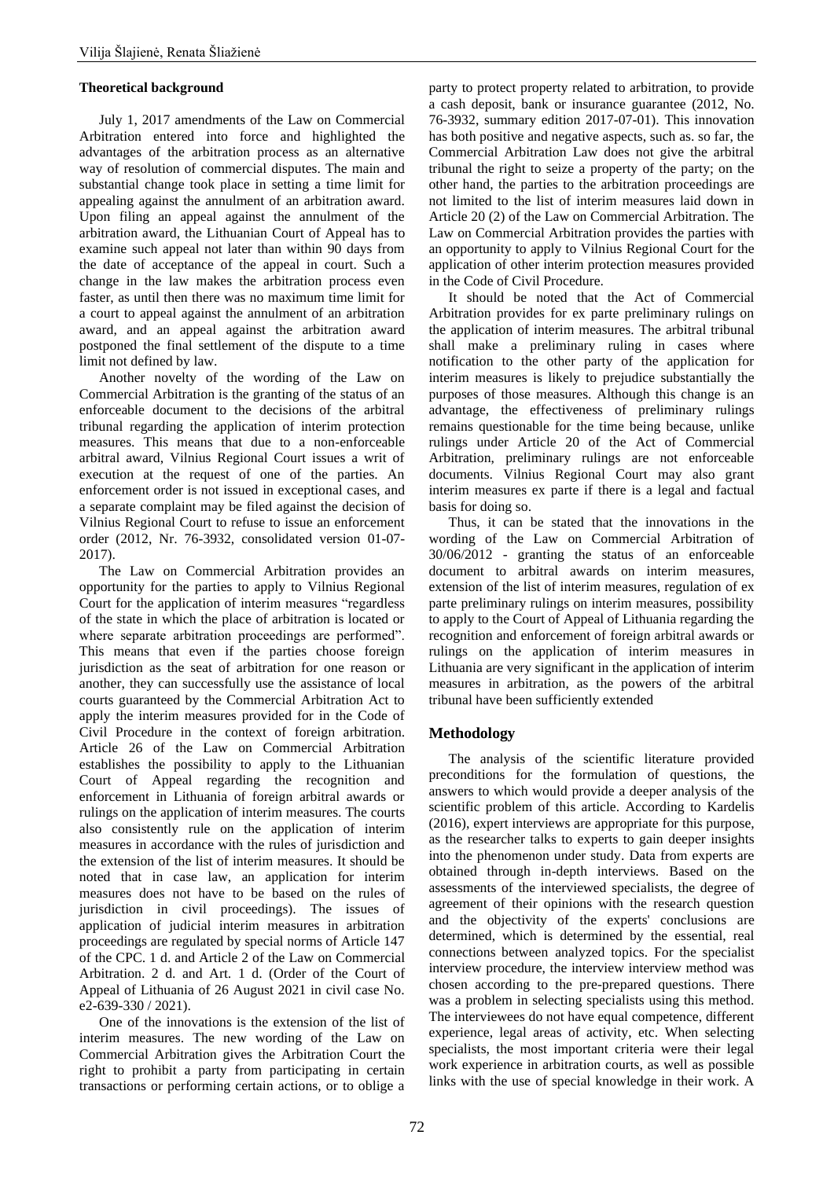### Theoretical background

July 1, 2017 amendments of the Law on Commercial Arbitration entered into force and highlighted the advantages of the arbitration process as an alternative way of resolution of commercial disputes. The main and substantial change took place in setting a time limit for appealing against the annulment of an arbitration award. Upon filing an appeal against the annulment of the arbitration award, the Lithuanian Court of Appeal has to examine such appeal not later than within 90 days from the date of acceptance of the appeal in court. Such a change in the law makes the arbitration process even faster, as until then there was no maximum time limit for a court to appeal against the annulment of an arbitration award, and an appeal against the arbitration award postponed the final settlement of the dispute to a time limit not defined by law.

Another novelty of the wording of the Law on Commercial Arbitration is the granting of the status of an enforceable document to the decisions of the arbitral tribunal regarding the application of interim protection measures. This means that due to a non-enforceable arbitral award, Vilnius Regional Court issues a writ of execution at the request of one of the parties. An enforcement order is not issued in exceptional cases, and a separate complaint may be filed against the decision of Vilnius Regional Court to refuse to issue an enforcement order (2012, Nr. 76-3932, consolidated version 01-07-2017).

The Law on Commercial Arbitration provides an opportunity for the parties to apply to Vilnius Regional Court for the application of interim measures "regardless of the state in which the place of arbitration is located or where separate arbitration proceedings are performed". This means that even if the parties choose foreign jurisdiction as the seat of arbitration for one reason or another, they can successfully use the assistance of local courts guaranteed by the Commercial Arbitration Act to apply the interim measures provided for in the Code of Civil Procedure in the context of foreign arbitration. Article 26 of the Law on Commercial Arbitration establishes the possibility to apply to the Lithuanian Court of Appeal regarding the recognition and enforcement in Lithuania of foreign arbitral awards or rulings on the application of interim measures. The courts also consistently rule on the application of interim measures in accordance with the rules of jurisdiction and the extension of the list of interim measures. It should be noted that in case law, an application for interim measures does not have to be based on the rules of jurisdiction in civil proceedings). The issues of application of judicial interim measures in arbitration proceedings are regulated by special norms of Article 147 of the CPC. 1 d. and Article 2 of the Law on Commercial Arbitration. 2 d. and Art. 1 d. (Order of the Court of Appeal of Lithuania of 26 August 2021 in civil case No. e2-639-330 / 2021).

One of the innovations is the extension of the list of interim measures. The new wording of the Law on Commercial Arbitration gives the Arbitration Court the right to prohibit a party from participating in certain transactions or performing certain actions, or to oblige a party to protect property related to arbitration, to provide a cash deposit, bank or insurance guarantee (2012, No. 76-3932, summary edition 2017-07-01). This innovation has both positive and negative aspects, such as. so far, the Commercial Arbitration Law does not give the arbitral tribunal the right to seize a property of the party; on the other hand, the parties to the arbitration proceedings are not limited to the list of interim measures laid down in Article 20 (2) of the Law on Commercial Arbitration. The Law on Commercial Arbitration provides the parties with an opportunity to apply to Vilnius Regional Court for the application of other interim protection measures provided in the Code of Civil Procedure.

It should be noted that the Act of Commercial Arbitration provides for ex parte preliminary rulings on the application of interim measures. The arbitral tribunal shall make a preliminary ruling in cases where notification to the other party of the application for interim measures is likely to prejudice substantially the purposes of those measures. Although this change is an advantage, the effectiveness of preliminary rulings remains questionable for the time being because, unlike rulings under Article 20 of the Act of Commercial Arbitration, preliminary rulings are not enforceable documents. Vilnius Regional Court may also grant interim measures ex parte if there is a legal and factual basis for doing so.

Thus, it can be stated that the innovations in the wording of the Law on Commercial Arbitration of 30/06/2012 - granting the status of an enforceable document to arbitral awards on interim measures, extension of the list of interim measures, regulation of ex parte preliminary rulings on interim measures, possibility to apply to the Court of Appeal of Lithuania regarding the recognition and enforcement of foreign arbitral awards or rulings on the application of interim measures in Lithuania are very significant in the application of interim measures in arbitration, as the powers of the arbitral tribunal have been sufficiently extended

## Methodology

The analysis of the scientific literature provided preconditions for the formulation of questions, the answers to which would provide a deeper analysis of the scientific problem of this article. According to Kardelis (2016), expert interviews are appropriate for this purpose, as the researcher talks to experts to gain deeper insights into the phenomenon under study. Data from experts are obtained through in-depth interviews. Based on the assessments of the interviewed specialists, the degree of agreement of their opinions with the research question and the objectivity of the experts' conclusions are determined, which is determined by the essential, real connections between analyzed topics. For the specialist interview procedure, the interview interview method was chosen according to the pre-prepared questions. There was a problem in selecting specialists using this method. The interviewees do not have equal competence, different experience, legal areas of activity, etc. When selecting specialists, the most important criteria were their legal work experience in arbitration courts, as well as possible links with the use of special knowledge in their work. A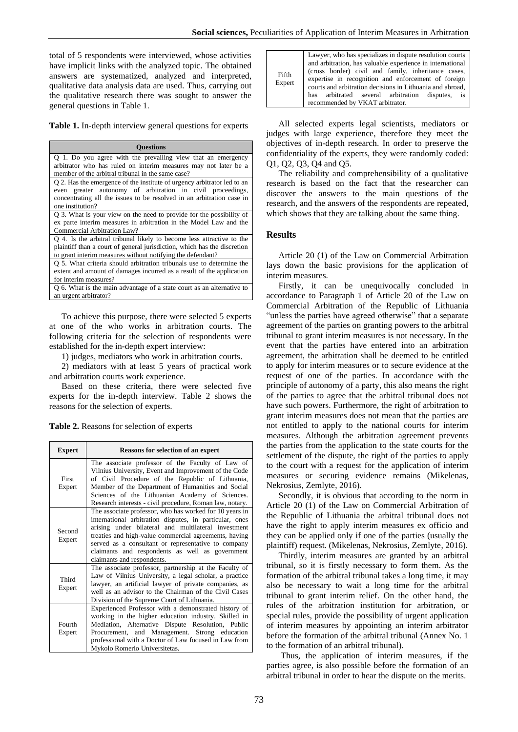total of 5 respondents were interviewed, whose activities have implicit links with the analyzed topic. The obtained answers are systematized, analyzed and interpreted, qualitative data analysis data are used. Thus, carrying out the qualitative research there was sought to answer the general questions in Table 1.

**Table 1.** In-depth interview general questions for experts

| Questions |
|---|
| Q 1. Do you agree with the prevailing view that an emergency arbitrator who has ruled on interim measures may not later be a member of the arbitral tribunal in the same case? |
| Q 2. Has the emergence of the institute of urgency arbitrator led to an even greater autonomy of arbitration in civil proceedings, concentrating all the issues to be resolved in an arbitration case in one institution? |
| Q 3. What is your view on the need to provide for the possibility of ex parte interim measures in arbitration in the Model Law and the Commercial Arbitration Law? |
| Q 4. Is the arbitral tribunal likely to become less attractive to the plaintiff than a court of general jurisdiction, which has the discretion to grant interim measures without notifying the defendant? |
| Q 5. What criteria should arbitration tribunals use to determine the extent and amount of damages incurred as a result of the application for interim measures? |
| Q 6. What is the main advantage of a state court as an alternative to an urgent arbitrator? |

To achieve this purpose, there were selected 5 experts at one of the who works in arbitration courts. The following criteria for the selection of respondents were established for the in-depth expert interview:

1) judges, mediators who work in arbitration courts.

2) mediators with at least 5 years of practical work and arbitration courts work experience.

Based on these criteria, there were selected five experts for the in-depth interview. Table 2 shows the reasons for the selection of experts.

**Table 2.** Reasons for selection of experts

| Expert | Reasons for selection of an expert |
|---|---|
| First Expert | The associate professor of the Faculty of Law of Vilnius University, Event and Improvement of the Code of Civil Procedure of the Republic of Lithuania, Member of the Department of Humanities and Social Sciences of the Lithuanian Academy of Sciences. Research interests - civil procedure, Roman law, notary. |
| Second Expert | The associate professor, who has worked for 10 years in international arbitration disputes, in particular, ones arising under bilateral and multilateral investment treaties and high-value commercial agreements, having served as a consultant or representative to company claimants and respondents as well as government claimants and respondents. |
| Third Expert | The associate professor, partnership at the Faculty of Law of Vilnius University, a legal scholar, a practice lawyer, an artificial lawyer of private companies, as well as an advisor to the Chairman of the Civil Cases Division of the Supreme Court of Lithuania. |
| Fourth Expert | Experienced Professor with a demonstrated history of working in the higher education industry. Skilled in Mediation, Alternative Dispute Resolution, Public Procurement, and Management. Strong education professional with a Doctor of Law focused in Law from Mykolo Romerio Universitetas. |
| Fifth Expert | Lawyer, who has specializes in dispute resolution courts and arbitration, has valuable experience in international (cross border) civil and family, inheritance cases, expertise in recognition and enforcement of foreign courts and arbitration decisions in Lithuania and abroad, has arbitrated several arbitration disputes, is recommended by VKAT arbitrator. |

All selected experts legal scientists, mediators or judges with large experience, therefore they meet the objectives of in-depth research. In order to preserve the confidentiality of the experts, they were randomly coded: Q1, Q2, Q3, Q4 and Q5.

The reliability and comprehensibility of a qualitative research is based on the fact that the researcher can discover the answers to the main questions of the research, and the answers of the respondents are repeated, which shows that they are talking about the same thing.

## Results

Article 20 (1) of the Law on Commercial Arbitration lays down the basic provisions for the application of interim measures.

Firstly, it can be unequivocally concluded in accordance to Paragraph 1 of Article 20 of the Law on Commercial Arbitration of the Republic of Lithuania "unless the parties have agreed otherwise" that a separate agreement of the parties on granting powers to the arbitral tribunal to grant interim measures is not necessary. In the event that the parties have entered into an arbitration agreement, the arbitration shall be deemed to be entitled to apply for interim measures or to secure evidence at the request of one of the parties. In accordance with the principle of autonomy of a party, this also means the right of the parties to agree that the arbitral tribunal does not have such powers. Furthermore, the right of arbitration to grant interim measures does not mean that the parties are not entitled to apply to the national courts for interim measures. Although the arbitration agreement prevents the parties from the application to the state courts for the settlement of the dispute, the right of the parties to apply to the court with a request for the application of interim measures or securing evidence remains (Mikelenas, Nekrosius, Zemlyte, 2016).

Secondly, it is obvious that according to the norm in Article 20 (1) of the Law on Commercial Arbitration of the Republic of Lithuania the arbitral tribunal does not have the right to apply interim measures ex officio and they can be applied only if one of the parties (usually the plaintiff) request. (Mikelenas, Nekrosius, Zemlyte, 2016).

Thirdly, interim measures are granted by an arbitral tribunal, so it is firstly necessary to form them. As the formation of the arbitral tribunal takes a long time, it may also be necessary to wait a long time for the arbitral tribunal to grant interim relief. On the other hand, the rules of the arbitration institution for arbitration, or special rules, provide the possibility of urgent application of interim measures by appointing an interim arbitrator before the formation of the arbitral tribunal (Annex No. 1 to the formation of an arbitral tribunal).

Thus, the application of interim measures, if the parties agree, is also possible before the formation of an arbitral tribunal in order to hear the dispute on the merits.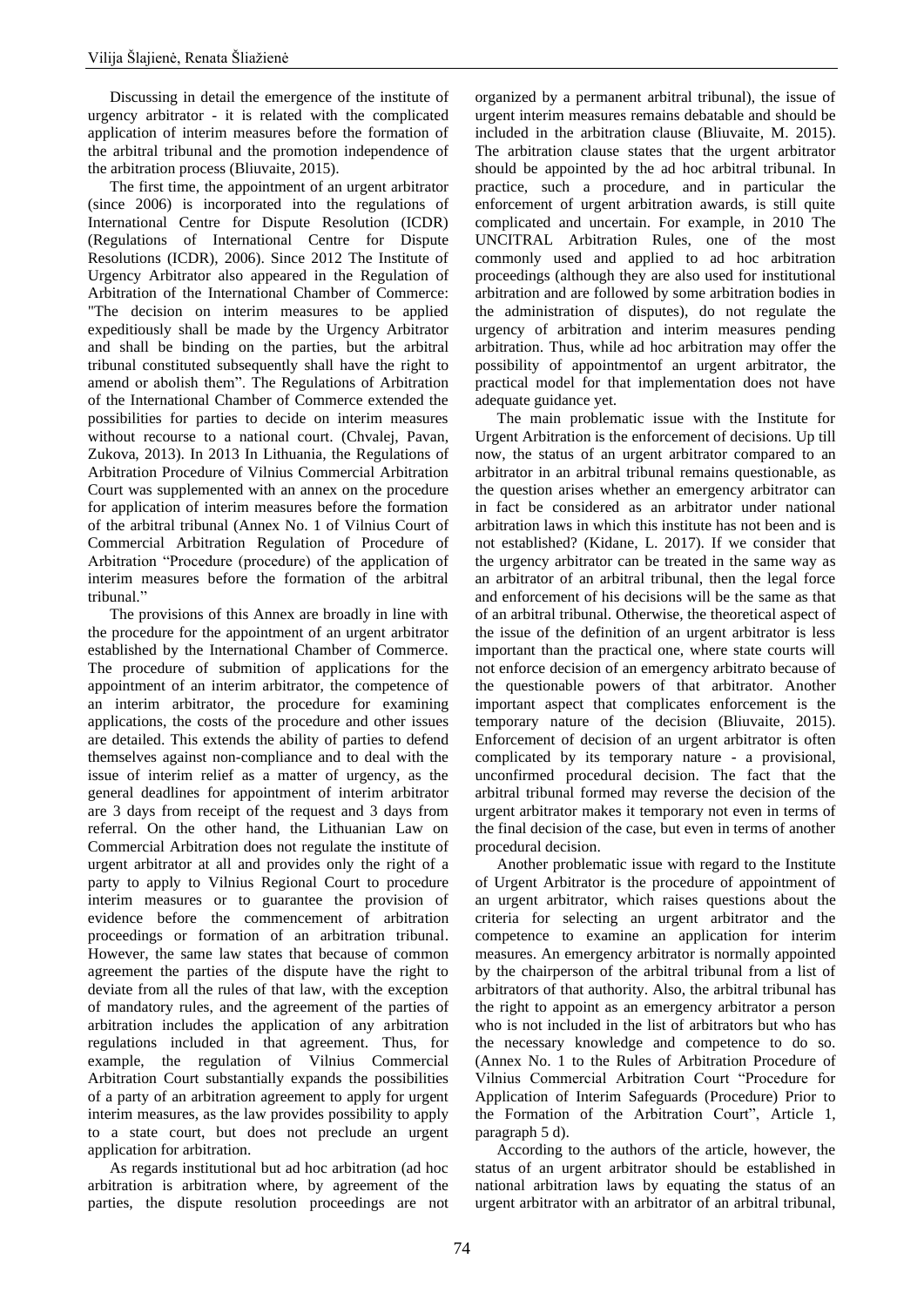Discussing in detail the emergence of the institute of urgency arbitrator - it is related with the complicated application of interim measures before the formation of the arbitral tribunal and the promotion independence of the arbitration process (Bliuvaite, 2015).

The first time, the appointment of an urgent arbitrator (since 2006) is incorporated into the regulations of International Centre for Dispute Resolution (ICDR) (Regulations of International Centre for Dispute Resolutions (ICDR), 2006). Since 2012 The Institute of Urgency Arbitrator also appeared in the Regulation of Arbitration of the International Chamber of Commerce: "The decision on interim measures to be applied expeditiously shall be made by the Urgency Arbitrator and shall be binding on the parties, but the arbitral tribunal constituted subsequently shall have the right to amend or abolish them". The Regulations of Arbitration of the International Chamber of Commerce extended the possibilities for parties to decide on interim measures without recourse to a national court. (Chvalej, Pavan, Zukova, 2013). In 2013 In Lithuania, the Regulations of Arbitration Procedure of Vilnius Commercial Arbitration Court was supplemented with an annex on the procedure for application of interim measures before the formation of the arbitral tribunal (Annex No. 1 of Vilnius Court of Commercial Arbitration Regulation of Procedure of Arbitration "Procedure (procedure) of the application of interim measures before the formation of the arbitral tribunal."

The provisions of this Annex are broadly in line with the procedure for the appointment of an urgent arbitrator established by the International Chamber of Commerce. The procedure of submition of applications for the appointment of an interim arbitrator, the competence of an interim arbitrator, the procedure for examining applications, the costs of the procedure and other issues are detailed. This extends the ability of parties to defend themselves against non-compliance and to deal with the issue of interim relief as a matter of urgency, as the general deadlines for appointment of interim arbitrator are 3 days from receipt of the request and 3 days from referral. On the other hand, the Lithuanian Law on Commercial Arbitration does not regulate the institute of urgent arbitrator at all and provides only the right of a party to apply to Vilnius Regional Court to procedure interim measures or to guarantee the provision of evidence before the commencement of arbitration proceedings or formation of an arbitration tribunal. However, the same law states that because of common agreement the parties of the dispute have the right to deviate from all the rules of that law, with the exception of mandatory rules, and the agreement of the parties of arbitration includes the application of any arbitration regulations included in that agreement. Thus, for example, the regulation of Vilnius Commercial Arbitration Court substantially expands the possibilities of a party of an arbitration agreement to apply for urgent interim measures, as the law provides possibility to apply to a state court, but does not preclude an urgent application for arbitration.

As regards institutional but ad hoc arbitration (ad hoc arbitration is arbitration where, by agreement of the parties, the dispute resolution proceedings are not organized by a permanent arbitral tribunal), the issue of urgent interim measures remains debatable and should be included in the arbitration clause (Bliuvaite, M. 2015). The arbitration clause states that the urgent arbitrator should be appointed by the ad hoc arbitral tribunal. In practice, such a procedure, and in particular the enforcement of urgent arbitration awards, is still quite complicated and uncertain. For example, in 2010 The UNCITRAL Arbitration Rules, one of the most commonly used and applied to ad hoc arbitration proceedings (although they are also used for institutional arbitration and are followed by some arbitration bodies in the administration of disputes), do not regulate the urgency of arbitration and interim measures pending arbitration. Thus, while ad hoc arbitration may offer the possibility of appointmentof an urgent arbitrator, the practical model for that implementation does not have adequate guidance yet.

The main problematic issue with the Institute for Urgent Arbitration is the enforcement of decisions. Up till now, the status of an urgent arbitrator compared to an arbitrator in an arbitral tribunal remains questionable, as the question arises whether an emergency arbitrator can in fact be considered as an arbitrator under national arbitration laws in which this institute has not been and is not established? (Kidane, L. 2017). If we consider that the urgency arbitrator can be treated in the same way as an arbitrator of an arbitral tribunal, then the legal force and enforcement of his decisions will be the same as that of an arbitral tribunal. Otherwise, the theoretical aspect of the issue of the definition of an urgent arbitrator is less important than the practical one, where state courts will not enforce decision of an emergency arbitrato because of the questionable powers of that arbitrator. Another important aspect that complicates enforcement is the temporary nature of the decision (Bliuvaite, 2015). Enforcement of decision of an urgent arbitrator is often complicated by its temporary nature - a provisional, unconfirmed procedural decision. The fact that the arbitral tribunal formed may reverse the decision of the urgent arbitrator makes it temporary not even in terms of the final decision of the case, but even in terms of another procedural decision.

Another problematic issue with regard to the Institute of Urgent Arbitrator is the procedure of appointment of an urgent arbitrator, which raises questions about the criteria for selecting an urgent arbitrator and the competence to examine an application for interim measures. An emergency arbitrator is normally appointed by the chairperson of the arbitral tribunal from a list of arbitrators of that authority. Also, the arbitral tribunal has the right to appoint as an emergency arbitrator a person who is not included in the list of arbitrators but who has the necessary knowledge and competence to do so. (Annex No. 1 to the Rules of Arbitration Procedure of Vilnius Commercial Arbitration Court "Procedure for Application of Interim Safeguards (Procedure) Prior to the Formation of the Arbitration Court", Article 1, paragraph 5 d).

According to the authors of the article, however, the status of an urgent arbitrator should be established in national arbitration laws by equating the status of an urgent arbitrator with an arbitrator of an arbitral tribunal,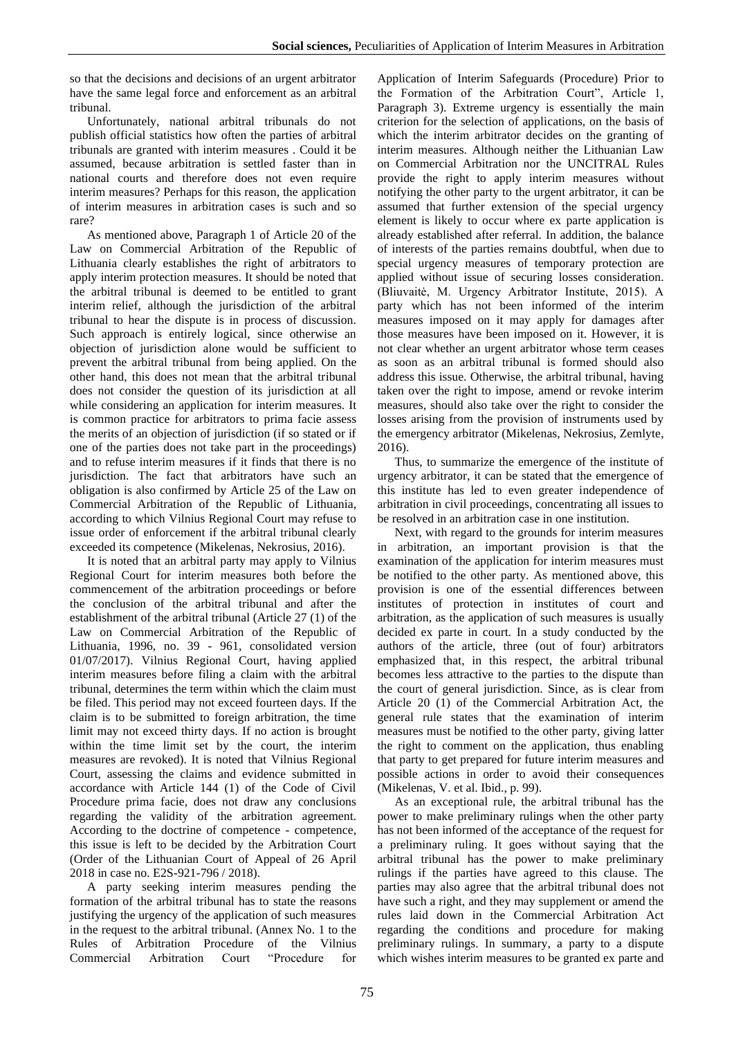so that the decisions and decisions of an urgent arbitrator have the same legal force and enforcement as an arbitral tribunal.

Unfortunately, national arbitral tribunals do not publish official statistics how often the parties of arbitral tribunals are granted with interim measures . Could it be assumed, because arbitration is settled faster than in national courts and therefore does not even require interim measures? Perhaps for this reason, the application of interim measures in arbitration cases is such and so rare?

As mentioned above, Paragraph 1 of Article 20 of the Law on Commercial Arbitration of the Republic of Lithuania clearly establishes the right of arbitrators to apply interim protection measures. It should be noted that the arbitral tribunal is deemed to be entitled to grant interim relief, although the jurisdiction of the arbitral tribunal to hear the dispute is in process of discussion. Such approach is entirely logical, since otherwise an objection of jurisdiction alone would be sufficient to prevent the arbitral tribunal from being applied. On the other hand, this does not mean that the arbitral tribunal does not consider the question of its jurisdiction at all while considering an application for interim measures. It is common practice for arbitrators to prima facie assess the merits of an objection of jurisdiction (if so stated or if one of the parties does not take part in the proceedings) and to refuse interim measures if it finds that there is no jurisdiction. The fact that arbitrators have such an obligation is also confirmed by Article 25 of the Law on Commercial Arbitration of the Republic of Lithuania, according to which Vilnius Regional Court may refuse to issue order of enforcement if the arbitral tribunal clearly exceeded its competence (Mikelenas, Nekrosius, 2016).

It is noted that an arbitral party may apply to Vilnius Regional Court for interim measures both before the commencement of the arbitration proceedings or before the conclusion of the arbitral tribunal and after the establishment of the arbitral tribunal (Article 27 (1) of the Law on Commercial Arbitration of the Republic of Lithuania, 1996, no. 39 - 961, consolidated version 01/07/2017). Vilnius Regional Court, having applied interim measures before filing a claim with the arbitral tribunal, determines the term within which the claim must be filed. This period may not exceed fourteen days. If the claim is to be submitted to foreign arbitration, the time limit may not exceed thirty days. If no action is brought within the time limit set by the court, the interim measures are revoked). It is noted that Vilnius Regional Court, assessing the claims and evidence submitted in accordance with Article 144 (1) of the Code of Civil Procedure prima facie, does not draw any conclusions regarding the validity of the arbitration agreement. According to the doctrine of competence - competence, this issue is left to be decided by the Arbitration Court (Order of the Lithuanian Court of Appeal of 26 April 2018 in case no. E2S-921-796 / 2018).

A party seeking interim measures pending the formation of the arbitral tribunal has to state the reasons justifying the urgency of the application of such measures in the request to the arbitral tribunal. (Annex No. 1 to the Rules of Arbitration Procedure of the Vilnius Commercial Arbitration Court "Procedure for Application of Interim Safeguards (Procedure) Prior to the Formation of the Arbitration Court", Article 1, Paragraph 3). Extreme urgency is essentially the main criterion for the selection of applications, on the basis of which the interim arbitrator decides on the granting of interim measures. Although neither the Lithuanian Law on Commercial Arbitration nor the UNCITRAL Rules provide the right to apply interim measures without notifying the other party to the urgent arbitrator, it can be assumed that further extension of the special urgency element is likely to occur where ex parte application is already established after referral. In addition, the balance of interests of the parties remains doubtful, when due to special urgency measures of temporary protection are applied without issue of securing losses consideration. (Bliuvaitė, M. Urgency Arbitrator Institute, 2015). A party which has not been informed of the interim measures imposed on it may apply for damages after those measures have been imposed on it. However, it is not clear whether an urgent arbitrator whose term ceases as soon as an arbitral tribunal is formed should also address this issue. Otherwise, the arbitral tribunal, having taken over the right to impose, amend or revoke interim measures, should also take over the right to consider the losses arising from the provision of instruments used by the emergency arbitrator (Mikelenas, Nekrosius, Zemlyte, 2016).

Thus, to summarize the emergence of the institute of urgency arbitrator, it can be stated that the emergence of this institute has led to even greater independence of arbitration in civil proceedings, concentrating all issues to be resolved in an arbitration case in one institution.

Next, with regard to the grounds for interim measures in arbitration, an important provision is that the examination of the application for interim measures must be notified to the other party. As mentioned above, this provision is one of the essential differences between institutes of protection in institutes of court and arbitration, as the application of such measures is usually decided ex parte in court. In a study conducted by the authors of the article, three (out of four) arbitrators emphasized that, in this respect, the arbitral tribunal becomes less attractive to the parties to the dispute than the court of general jurisdiction. Since, as is clear from Article 20 (1) of the Commercial Arbitration Act, the general rule states that the examination of interim measures must be notified to the other party, giving latter the right to comment on the application, thus enabling that party to get prepared for future interim measures and possible actions in order to avoid their consequences (Mikelenas, V. et al. Ibid., p. 99).

As an exceptional rule, the arbitral tribunal has the power to make preliminary rulings when the other party has not been informed of the acceptance of the request for a preliminary ruling. It goes without saying that the arbitral tribunal has the power to make preliminary rulings if the parties have agreed to this clause. The parties may also agree that the arbitral tribunal does not have such a right, and they may supplement or amend the rules laid down in the Commercial Arbitration Act regarding the conditions and procedure for making preliminary rulings. In summary, a party to a dispute which wishes interim measures to be granted ex parte and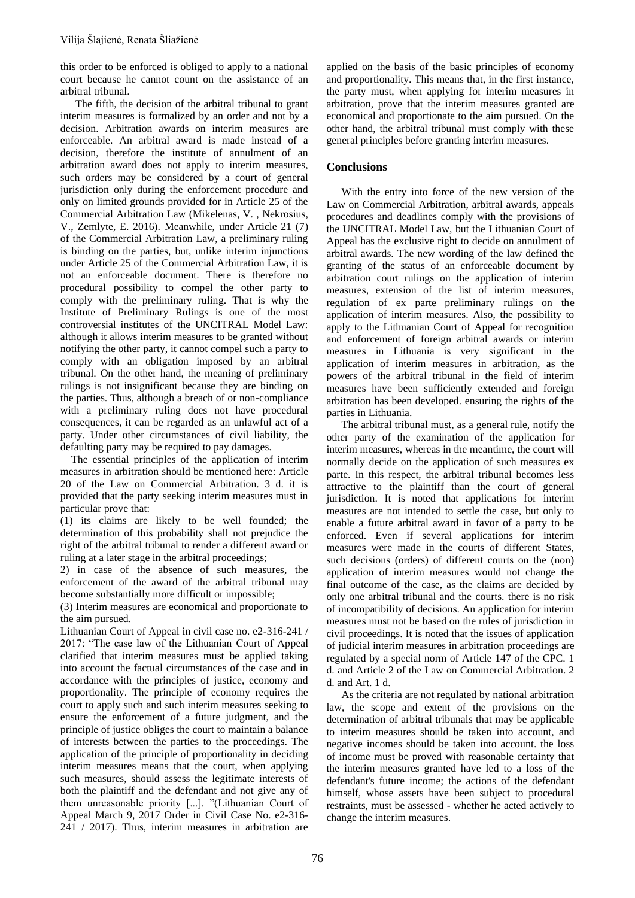this order to be enforced is obliged to apply to a national court because he cannot count on the assistance of an arbitral tribunal.

The fifth, the decision of the arbitral tribunal to grant interim measures is formalized by an order and not by a decision. Arbitration awards on interim measures are enforceable. An arbitral award is made instead of a decision, therefore the institute of annulment of an arbitration award does not apply to interim measures, such orders may be considered by a court of general jurisdiction only during the enforcement procedure and only on limited grounds provided for in Article 25 of the Commercial Arbitration Law (Mikelenas, V. , Nekrosius, V., Zemlyte, E. 2016). Meanwhile, under Article 21 (7) of the Commercial Arbitration Law, a preliminary ruling is binding on the parties, but, unlike interim injunctions under Article 25 of the Commercial Arbitration Law, it is not an enforceable document. There is therefore no procedural possibility to compel the other party to comply with the preliminary ruling. That is why the Institute of Preliminary Rulings is one of the most controversial institutes of the UNCITRAL Model Law: although it allows interim measures to be granted without notifying the other party, it cannot compel such a party to comply with an obligation imposed by an arbitral tribunal. On the other hand, the meaning of preliminary rulings is not insignificant because they are binding on the parties. Thus, although a breach of or non-compliance with a preliminary ruling does not have procedural consequences, it can be regarded as an unlawful act of a party. Under other circumstances of civil liability, the defaulting party may be required to pay damages.

The essential principles of the application of interim measures in arbitration should be mentioned here: Article 20 of the Law on Commercial Arbitration. 3 d. it is provided that the party seeking interim measures must in particular prove that:

(1) its claims are likely to be well founded; the determination of this probability shall not prejudice the right of the arbitral tribunal to render a different award or ruling at a later stage in the arbitral proceedings;

2) in case of the absence of such measures, the enforcement of the award of the arbitral tribunal may become substantially more difficult or impossible;

(3) Interim measures are economical and proportionate to the aim pursued.

Lithuanian Court of Appeal in civil case no. e2-316-241 / 2017: "The case law of the Lithuanian Court of Appeal clarified that interim measures must be applied taking into account the factual circumstances of the case and in accordance with the principles of justice, economy and proportionality. The principle of economy requires the court to apply such and such interim measures seeking to ensure the enforcement of a future judgment, and the principle of justice obliges the court to maintain a balance of interests between the parties to the proceedings. The application of the principle of proportionality in deciding interim measures means that the court, when applying such measures, should assess the legitimate interests of both the plaintiff and the defendant and not give any of them unreasonable priority [...]. "(Lithuanian Court of Appeal March 9, 2017 Order in Civil Case No. e2-316-241 / 2017). Thus, interim measures in arbitration are applied on the basis of the basic principles of economy and proportionality. This means that, in the first instance, the party must, when applying for interim measures in arbitration, prove that the interim measures granted are economical and proportionate to the aim pursued. On the other hand, the arbitral tribunal must comply with these general principles before granting interim measures.

## Conclusions

With the entry into force of the new version of the Law on Commercial Arbitration, arbitral awards, appeals procedures and deadlines comply with the provisions of the UNCITRAL Model Law, but the Lithuanian Court of Appeal has the exclusive right to decide on annulment of arbitral awards. The new wording of the law defined the granting of the status of an enforceable document by arbitration court rulings on the application of interim measures, extension of the list of interim measures, regulation of ex parte preliminary rulings on the application of interim measures. Also, the possibility to apply to the Lithuanian Court of Appeal for recognition and enforcement of foreign arbitral awards or interim measures in Lithuania is very significant in the application of interim measures in arbitration, as the powers of the arbitral tribunal in the field of interim measures have been sufficiently extended and foreign arbitration has been developed. ensuring the rights of the parties in Lithuania.

The arbitral tribunal must, as a general rule, notify the other party of the examination of the application for interim measures, whereas in the meantime, the court will normally decide on the application of such measures ex parte. In this respect, the arbitral tribunal becomes less attractive to the plaintiff than the court of general jurisdiction. It is noted that applications for interim measures are not intended to settle the case, but only to enable a future arbitral award in favor of a party to be enforced. Even if several applications for interim measures were made in the courts of different States, such decisions (orders) of different courts on the (non) application of interim measures would not change the final outcome of the case, as the claims are decided by only one arbitral tribunal and the courts. there is no risk of incompatibility of decisions. An application for interim measures must not be based on the rules of jurisdiction in civil proceedings. It is noted that the issues of application of judicial interim measures in arbitration proceedings are regulated by a special norm of Article 147 of the CPC. 1 d. and Article 2 of the Law on Commercial Arbitration. 2 d. and Art. 1 d.

As the criteria are not regulated by national arbitration law, the scope and extent of the provisions on the determination of arbitral tribunals that may be applicable to interim measures should be taken into account, and negative incomes should be taken into account. the loss of income must be proved with reasonable certainty that the interim measures granted have led to a loss of the defendant's future income; the actions of the defendant himself, whose assets have been subject to procedural restraints, must be assessed - whether he acted actively to change the interim measures.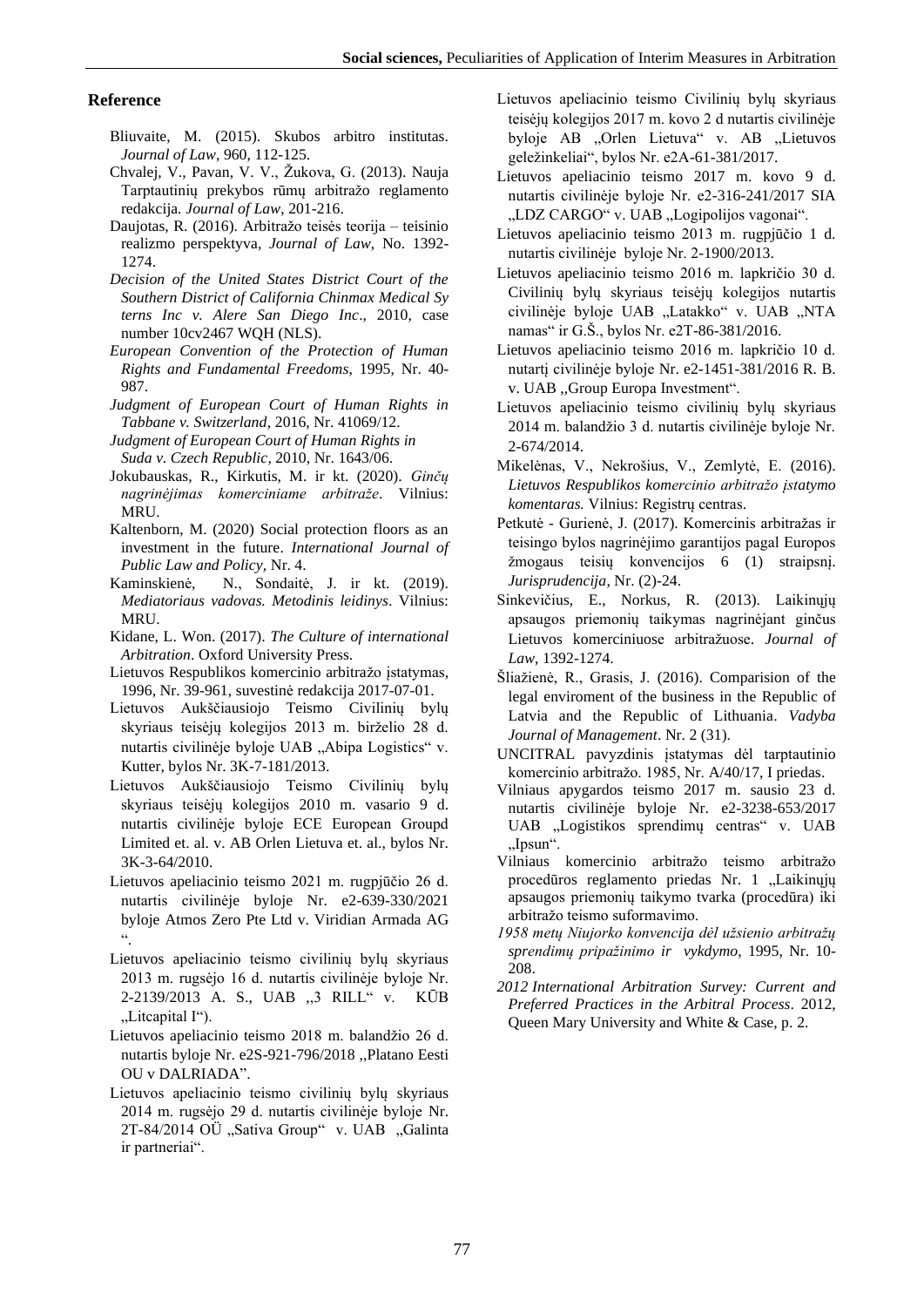## Reference

Bliuvaite, M. (2015). Skubos arbitro institutas. *Journal of Law*, 960, 112-125.

Chvalej, V., Pavan, V. V., Žukova, G. (2013). Nauja Tarptautinių prekybos rūmų arbitražo reglamento redakcija. *Journal of Law*, 201-216.

Daujotas, R. (2016). Arbitražo teisės teorija – teisinio realizmo perspektyva, *Journal of Law*, No. 1392-1274.

*Decision of the United States District Court of the Southern District of California Chinmax Medical Sy terns Inc v. Alere San Diego Inc*., 2010, case number 10cv2467 WQH (NLS).

*European Convention of the Protection of Human Rights and Fundamental Freedoms*, 1995, Nr. 40-987.

*Judgment of European Court of Human Rights in Tabbane v. Switzerland*, 2016, Nr. 41069/12.

*Judgment of European Court of Human Rights in Suda v. Czech Republic*, 2010, Nr. 1643/06.

Jokubauskas, R., Kirkutis, M. ir kt. (2020). *Ginčų nagrinėjimas komerciniame arbitraže*. Vilnius: MRU.

Kaltenborn, M. (2020) Social protection floors as an investment in the future. *International Journal of Public Law and Policy*, Nr. 4.

Kaminskienė, N., Sondaitė, J. ir kt. (2019). *Mediatoriaus vadovas. Metodinis leidinys*. Vilnius: MRU.

Kidane, L. Won. (2017). *The Culture of international Arbitration*. Oxford University Press.

Lietuvos Respublikos komercinio arbitražo įstatymas, 1996, Nr. 39-961, suvestinė redakcija 2017-07-01.

Lietuvos Aukščiausiojo Teismo Civilinių bylų skyriaus teisėjų kolegijos 2013 m. birželio 28 d. nutartis civilinėje byloje UAB „Abipa Logistics" v. Kutter, bylos Nr. 3K-7-181/2013.

Lietuvos Aukščiausiojo Teismo Civilinių bylų skyriaus teisėjų kolegijos 2010 m. vasario 9 d. nutartis civilinėje byloje ECE European Groupd Limited et. al. v. AB Orlen Lietuva et. al., bylos Nr. 3K-3-64/2010.

Lietuvos apeliacinio teismo 2021 m. rugpjūčio 26 d. nutartis civilinėje byloje Nr. e2-639-330/2021 byloje Atmos Zero Pte Ltd v. Viridian Armada AG ".

Lietuvos apeliacinio teismo civilinių bylų skyriaus 2013 m. rugsėjo 16 d. nutartis civilinėje byloje Nr. 2-2139/2013 A. S., UAB „3 RILL" v. KŪB „Litcapital I").

Lietuvos apeliacinio teismo 2018 m. balandžio 26 d. nutartis byloje Nr. e2S-921-796/2018 „Platano Eesti OU v DALRIADA".

Lietuvos apeliacinio teismo civilinių bylų skyriaus 2014 m. rugsėjo 29 d. nutartis civilinėje byloje Nr. 2T-84/2014 OÜ „Sativa Group" v. UAB „Galinta ir partneriai".

Lietuvos apeliacinio teismo Civilinių bylų skyriaus teisėjų kolegijos 2017 m. kovo 2 d nutartis civilinėje byloje AB „Orlen Lietuva" v. AB „Lietuvos geležinkeliai", bylos Nr. e2A-61-381/2017.

Lietuvos apeliacinio teismo 2017 m. kovo 9 d. nutartis civilinėje byloje Nr. e2-316-241/2017 SIA „LDZ CARGO" v. UAB „Logipolijos vagonai".

Lietuvos apeliacinio teismo 2013 m. rugpjūčio 1 d. nutartis civilinėje byloje Nr. 2-1900/2013.

Lietuvos apeliacinio teismo 2016 m. lapkričio 30 d. Civilinių bylų skyriaus teisėjų kolegijos nutartis civilinėje byloje UAB „Latakko" v. UAB „NTA namas" ir G.Š., bylos Nr. e2T-86-381/2016.

Lietuvos apeliacinio teismo 2016 m. lapkričio 10 d. nutartį civilinėje byloje Nr. e2-1451-381/2016 R. B. v. UAB „Group Europa Investment".

Lietuvos apeliacinio teismo civilinių bylų skyriaus 2014 m. balandžio 3 d. nutartis civilinėje byloje Nr. 2-674/2014.

Mikelėnas, V., Nekrošius, V., Zemlytė, E. (2016). *Lietuvos Respublikos komercinio arbitražo įstatymo komentaras.* Vilnius: Registrų centras.

Petkutė - Gurienė, J. (2017). Komercinis arbitražas ir teisingo bylos nagrinėjimo garantijos pagal Europos žmogaus teisių konvencijos 6 (1) straipsnį. *Jurisprudencija*, Nr. (2)-24.

Sinkevičius, E., Norkus, R. (2013). Laikinųjų apsaugos priemonių taikymas nagrinėjant ginčus Lietuvos komerciniuose arbitražuose. *Journal of Law*, 1392-1274.

Šliažienė, R., Grasis, J. (2016). Comparision of the legal enviroment of the business in the Republic of Latvia and the Republic of Lithuania. *Vadyba Journal of Management*. Nr. 2 (31).

UNCITRAL pavyzdinis įstatymas dėl tarptautinio komercinio arbitražo. 1985, Nr. A/40/17, I priedas.

Vilniaus apygardos teismo 2017 m. sausio 23 d. nutartis civilinėje byloje Nr. e2-3238-653/2017 UAB „Logistikos sprendimų centras" v. UAB „Ipsun".

Vilniaus komercinio arbitražo teismo arbitražo procedūros reglamento priedas Nr. 1 „Laikinųjų apsaugos priemonių taikymo tvarka (procedūra) iki arbitražo teismo suformavimo.

*1958 metų Niujorko konvencija dėl užsienio arbitražų sprendimų pripažinimo ir vykdymo*, 1995, Nr. 10-208.

*2012 International Arbitration Survey: Current and Preferred Practices in the Arbitral Process*. 2012, Queen Mary University and White & Case, p. 2.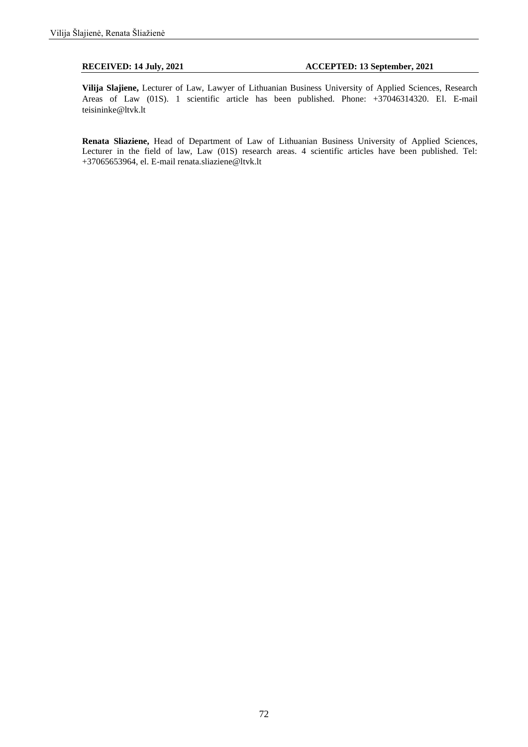**RECEIVED: 14 July, 2021** **ACCEPTED: 13 September, 2021**

**Vilija Slajiene,** Lecturer of Law, Lawyer of Lithuanian Business University of Applied Sciences, Research Areas of Law (01S). 1 scientific article has been published. Phone: +37046314320. El. E-mail teisininke@ltvk.lt

**Renata Sliaziene,** Head of Department of Law of Lithuanian Business University of Applied Sciences, Lecturer in the field of law, Law (01S) research areas. 4 scientific articles have been published. Tel: +37065653964, el. E-mail renata.sliaziene@ltvk.lt